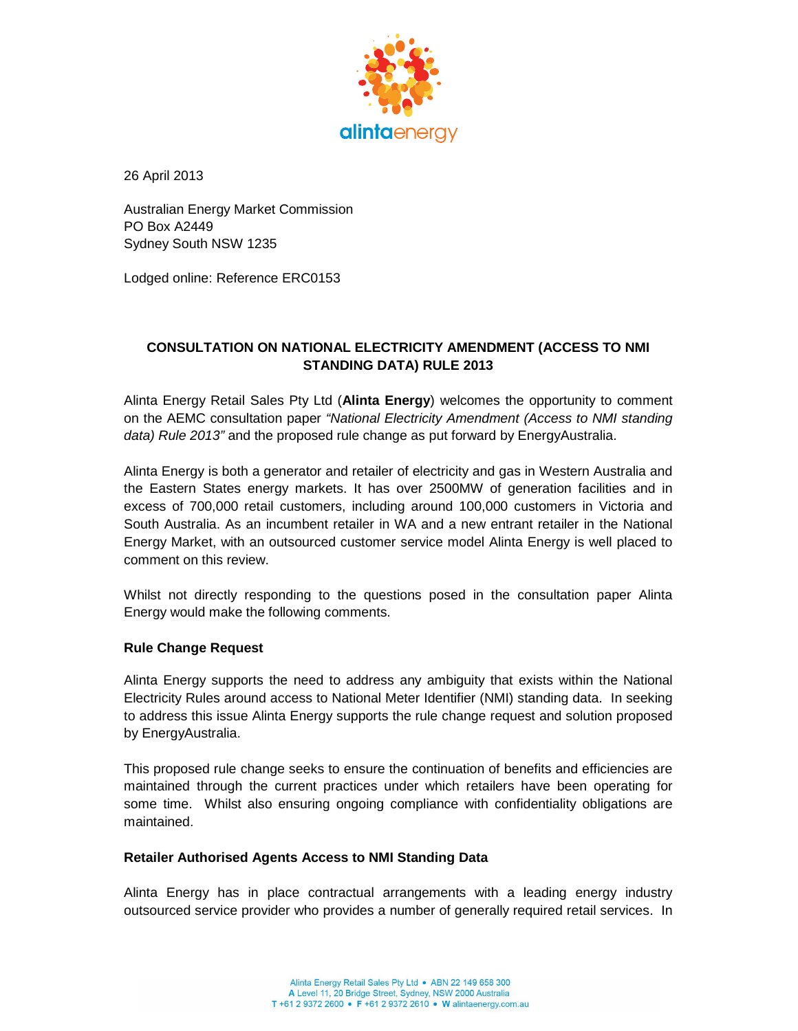26 April 2013

Australian Energy Market Commission
PO Box A2449
Sydney South NSW 1235

Lodged online: Reference ERC0153

**CONSULTATION ON NATIONAL ELECTRICITY AMENDMENT (ACCESS TO NMI STANDING DATA) RULE 2013**

Alinta Energy Retail Sales Pty Ltd (**Alinta Energy**) welcomes the opportunity to comment on the AEMC consultation paper *"National Electricity Amendment (Access to NMI standing data) Rule 2013"* and the proposed rule change as put forward by EnergyAustralia.

Alinta Energy is both a generator and retailer of electricity and gas in Western Australia and the Eastern States energy markets. It has over 2500MW of generation facilities and in excess of 700,000 retail customers, including around 100,000 customers in Victoria and South Australia. As an incumbent retailer in WA and a new entrant retailer in the National Energy Market, with an outsourced customer service model Alinta Energy is well placed to comment on this review.

Whilst not directly responding to the questions posed in the consultation paper Alinta Energy would make the following comments.

**Rule Change Request**

Alinta Energy supports the need to address any ambiguity that exists within the National Electricity Rules around access to National Meter Identifier (NMI) standing data. In seeking to address this issue Alinta Energy supports the rule change request and solution proposed by EnergyAustralia.

This proposed rule change seeks to ensure the continuation of benefits and efficiencies are maintained through the current practices under which retailers have been operating for some time. Whilst also ensuring ongoing compliance with confidentiality obligations are maintained.

**Retailer Authorised Agents Access to NMI Standing Data**

Alinta Energy has in place contractual arrangements with a leading energy industry outsourced service provider who provides a number of generally required retail services. In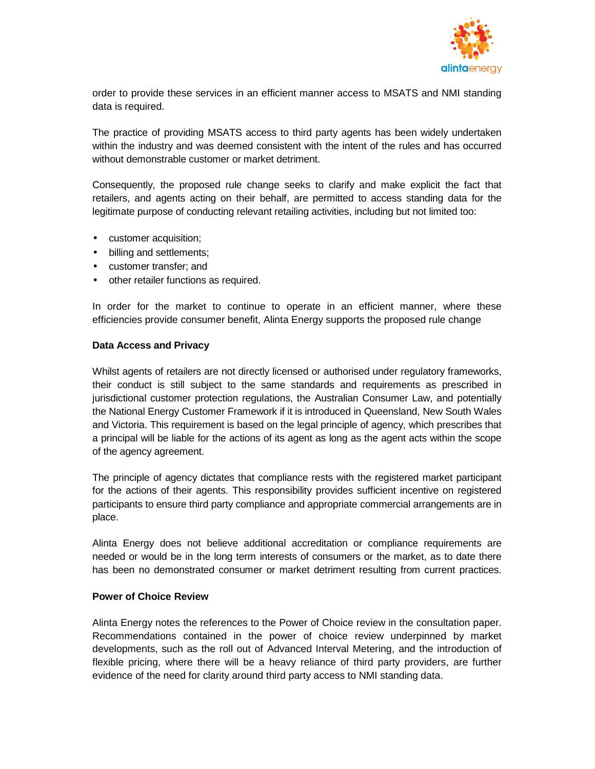order to provide these services in an efficient manner access to MSATS and NMI standing data is required.

The practice of providing MSATS access to third party agents has been widely undertaken within the industry and was deemed consistent with the intent of the rules and has occurred without demonstrable customer or market detriment.

Consequently, the proposed rule change seeks to clarify and make explicit the fact that retailers, and agents acting on their behalf, are permitted to access standing data for the legitimate purpose of conducting relevant retailing activities, including but not limited too:

- customer acquisition;
- billing and settlements;
- customer transfer; and
- other retailer functions as required.

In order for the market to continue to operate in an efficient manner, where these efficiencies provide consumer benefit, Alinta Energy supports the proposed rule change

**Data Access and Privacy**

Whilst agents of retailers are not directly licensed or authorised under regulatory frameworks, their conduct is still subject to the same standards and requirements as prescribed in jurisdictional customer protection regulations, the Australian Consumer Law, and potentially the National Energy Customer Framework if it is introduced in Queensland, New South Wales and Victoria. This requirement is based on the legal principle of agency, which prescribes that a principal will be liable for the actions of its agent as long as the agent acts within the scope of the agency agreement.

The principle of agency dictates that compliance rests with the registered market participant for the actions of their agents. This responsibility provides sufficient incentive on registered participants to ensure third party compliance and appropriate commercial arrangements are in place.

Alinta Energy does not believe additional accreditation or compliance requirements are needed or would be in the long term interests of consumers or the market, as to date there has been no demonstrated consumer or market detriment resulting from current practices.

**Power of Choice Review**

Alinta Energy notes the references to the Power of Choice review in the consultation paper. Recommendations contained in the power of choice review underpinned by market developments, such as the roll out of Advanced Interval Metering, and the introduction of flexible pricing, where there will be a heavy reliance of third party providers, are further evidence of the need for clarity around third party access to NMI standing data.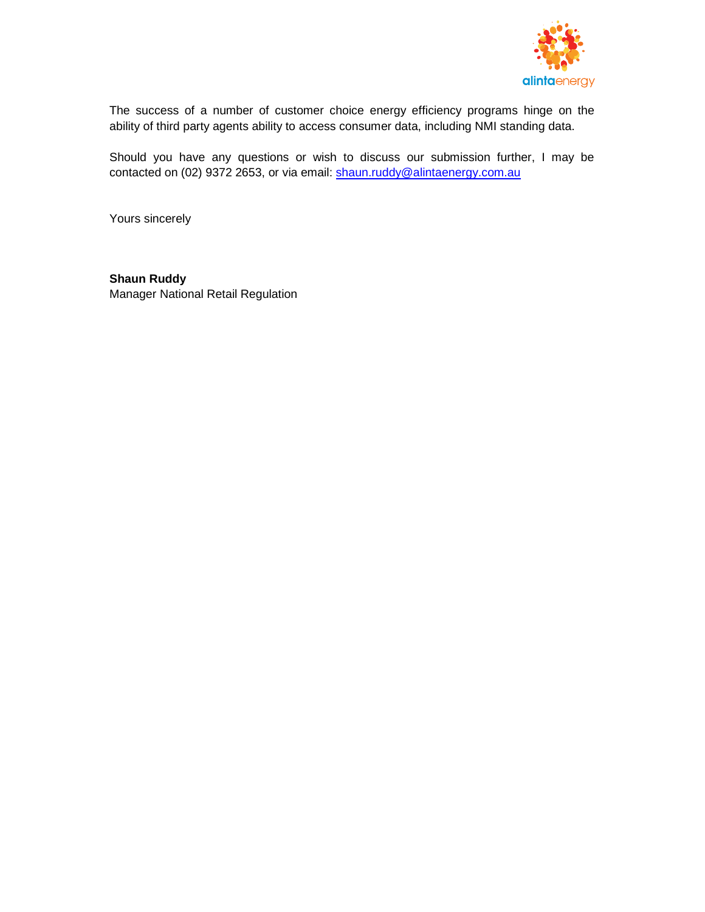The success of a number of customer choice energy efficiency programs hinge on the ability of third party agents ability to access consumer data, including NMI standing data.

Should you have any questions or wish to discuss our submission further, I may be contacted on (02) 9372 2653, or via email: shaun.ruddy@alintaenergy.com.au

Yours sincerely

**Shaun Ruddy**
Manager National Retail Regulation